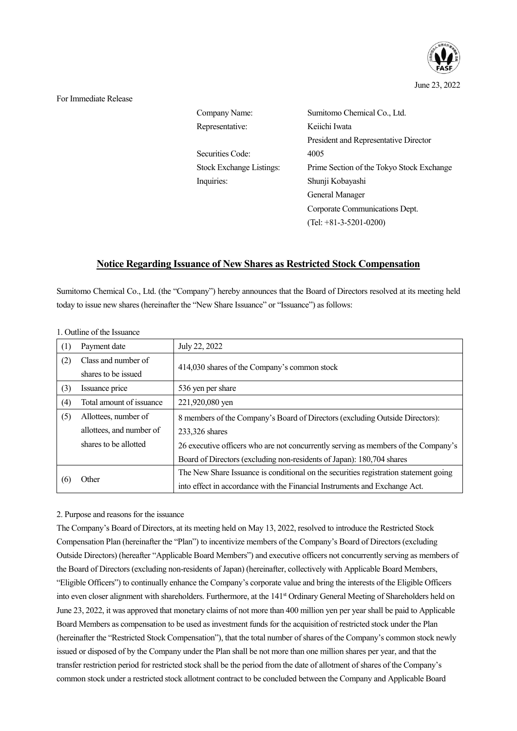June 23, 2022

For Immediate Release

| | |
|---|---|
| Company Name: | Sumitomo Chemical Co., Ltd. |
| Representative: | Keiichi Iwata<br>President and Representative Director |
| Securities Code: | 4005 |
| Stock Exchange Listings: | Prime Section of the Tokyo Stock Exchange |
| Inquiries: | Shunji Kobayashi<br>General Manager<br>Corporate Communications Dept.<br>(Tel: +81-3-5201-0200) |

# Notice Regarding Issuance of New Shares as Restricted Stock Compensation

Sumitomo Chemical Co., Ltd. (the "Company") hereby announces that the Board of Directors resolved at its meeting held today to issue new shares (hereinafter the "New Share Issuance" or "Issuance") as follows:

1. Outline of the Issuance

| | | |
|---|---|---|
| (1) | Payment date | July 22, 2022 |
| (2) | Class and number of shares to be issued | 414,030 shares of the Company's common stock |
| (3) | Issuance price | 536 yen per share |
| (4) | Total amount of issuance | 221,920,080 yen |
| (5) | Allottees, number of allottees, and number of shares to be allotted | 8 members of the Company's Board of Directors (excluding Outside Directors): 233,326 shares<br>26 executive officers who are not concurrently serving as members of the Company's Board of Directors (excluding non-residents of Japan): 180,704 shares |
| (6) | Other | The New Share Issuance is conditional on the securities registration statement going into effect in accordance with the Financial Instruments and Exchange Act. |

2. Purpose and reasons for the issuance

The Company's Board of Directors, at its meeting held on May 13, 2022, resolved to introduce the Restricted Stock Compensation Plan (hereinafter the "Plan") to incentivize members of the Company's Board of Directors (excluding Outside Directors) (hereafter "Applicable Board Members") and executive officers not concurrently serving as members of the Board of Directors (excluding non-residents of Japan) (hereinafter, collectively with Applicable Board Members, "Eligible Officers") to continually enhance the Company's corporate value and bring the interests of the Eligible Officers into even closer alignment with shareholders. Furthermore, at the 141st Ordinary General Meeting of Shareholders held on June 23, 2022, it was approved that monetary claims of not more than 400 million yen per year shall be paid to Applicable Board Members as compensation to be used as investment funds for the acquisition of restricted stock under the Plan (hereinafter the "Restricted Stock Compensation"), that the total number of shares of the Company's common stock newly issued or disposed of by the Company under the Plan shall be not more than one million shares per year, and that the transfer restriction period for restricted stock shall be the period from the date of allotment of shares of the Company's common stock under a restricted stock allotment contract to be concluded between the Company and Applicable Board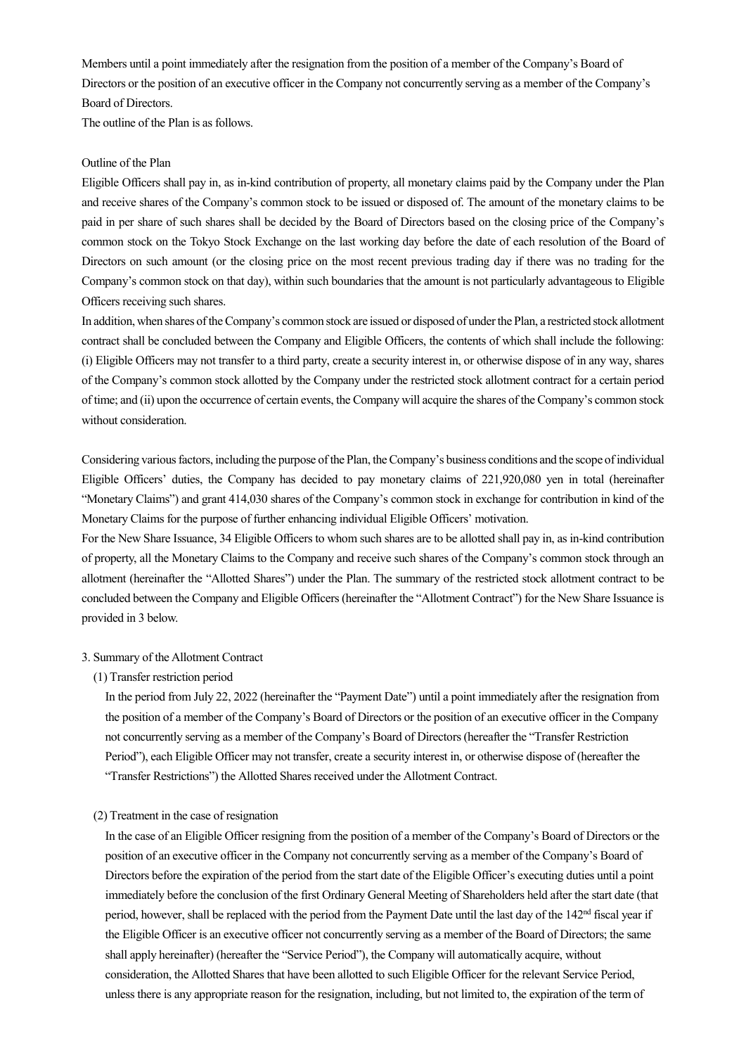Members until a point immediately after the resignation from the position of a member of the Company's Board of Directors or the position of an executive officer in the Company not concurrently serving as a member of the Company's Board of Directors.

The outline of the Plan is as follows.

Outline of the Plan

Eligible Officers shall pay in, as in-kind contribution of property, all monetary claims paid by the Company under the Plan and receive shares of the Company's common stock to be issued or disposed of. The amount of the monetary claims to be paid in per share of such shares shall be decided by the Board of Directors based on the closing price of the Company's common stock on the Tokyo Stock Exchange on the last working day before the date of each resolution of the Board of Directors on such amount (or the closing price on the most recent previous trading day if there was no trading for the Company's common stock on that day), within such boundaries that the amount is not particularly advantageous to Eligible Officers receiving such shares.

In addition, when shares of the Company's common stock are issued or disposed of under the Plan, a restricted stock allotment contract shall be concluded between the Company and Eligible Officers, the contents of which shall include the following: (i) Eligible Officers may not transfer to a third party, create a security interest in, or otherwise dispose of in any way, shares of the Company's common stock allotted by the Company under the restricted stock allotment contract for a certain period of time; and (ii) upon the occurrence of certain events, the Company will acquire the shares of the Company's common stock without consideration.

Considering various factors, including the purpose of the Plan, the Company's business conditions and the scope of individual Eligible Officers' duties, the Company has decided to pay monetary claims of 221,920,080 yen in total (hereinafter "Monetary Claims") and grant 414,030 shares of the Company's common stock in exchange for contribution in kind of the Monetary Claims for the purpose of further enhancing individual Eligible Officers' motivation.

For the New Share Issuance, 34 Eligible Officers to whom such shares are to be allotted shall pay in, as in-kind contribution of property, all the Monetary Claims to the Company and receive such shares of the Company's common stock through an allotment (hereinafter the "Allotted Shares") under the Plan. The summary of the restricted stock allotment contract to be concluded between the Company and Eligible Officers (hereinafter the "Allotment Contract") for the New Share Issuance is provided in 3 below.

3. Summary of the Allotment Contract

(1) Transfer restriction period

In the period from July 22, 2022 (hereinafter the "Payment Date") until a point immediately after the resignation from the position of a member of the Company's Board of Directors or the position of an executive officer in the Company not concurrently serving as a member of the Company's Board of Directors (hereafter the "Transfer Restriction Period"), each Eligible Officer may not transfer, create a security interest in, or otherwise dispose of (hereafter the "Transfer Restrictions") the Allotted Shares received under the Allotment Contract.

(2) Treatment in the case of resignation

In the case of an Eligible Officer resigning from the position of a member of the Company's Board of Directors or the position of an executive officer in the Company not concurrently serving as a member of the Company's Board of Directors before the expiration of the period from the start date of the Eligible Officer's executing duties until a point immediately before the conclusion of the first Ordinary General Meeting of Shareholders held after the start date (that period, however, shall be replaced with the period from the Payment Date until the last day of the 142nd fiscal year if the Eligible Officer is an executive officer not concurrently serving as a member of the Board of Directors; the same shall apply hereinafter) (hereafter the "Service Period"), the Company will automatically acquire, without consideration, the Allotted Shares that have been allotted to such Eligible Officer for the relevant Service Period, unless there is any appropriate reason for the resignation, including, but not limited to, the expiration of the term of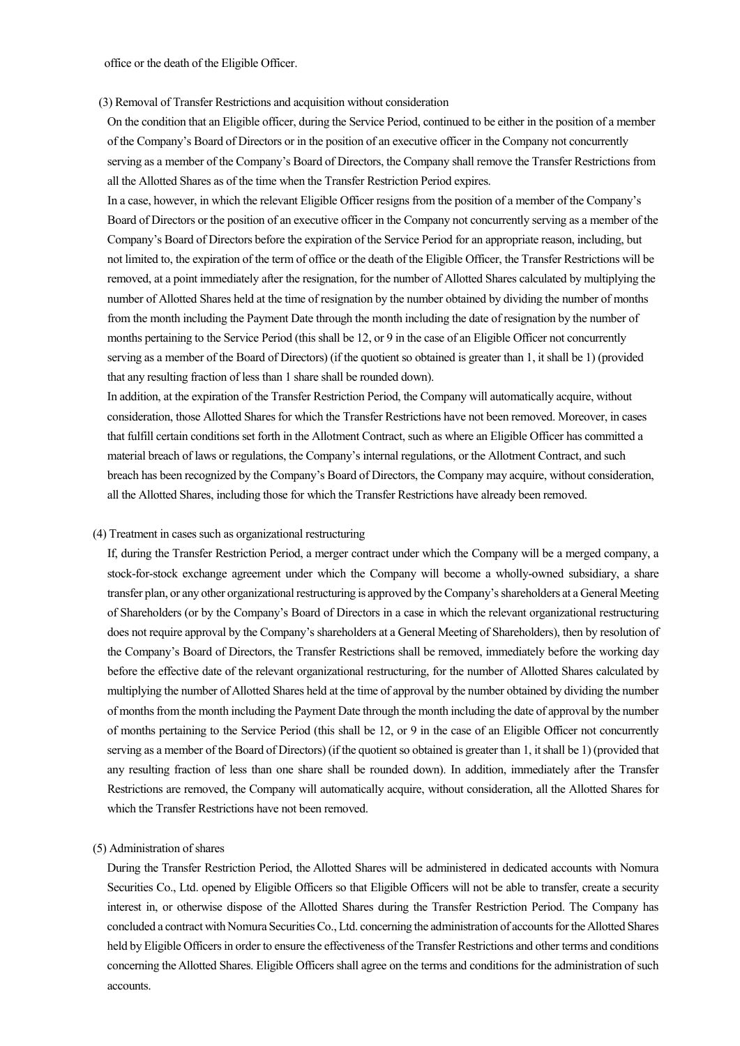office or the death of the Eligible Officer.

(3) Removal of Transfer Restrictions and acquisition without consideration

On the condition that an Eligible officer, during the Service Period, continued to be either in the position of a member of the Company's Board of Directors or in the position of an executive officer in the Company not concurrently serving as a member of the Company's Board of Directors, the Company shall remove the Transfer Restrictions from all the Allotted Shares as of the time when the Transfer Restriction Period expires.

In a case, however, in which the relevant Eligible Officer resigns from the position of a member of the Company's Board of Directors or the position of an executive officer in the Company not concurrently serving as a member of the Company's Board of Directors before the expiration of the Service Period for an appropriate reason, including, but not limited to, the expiration of the term of office or the death of the Eligible Officer, the Transfer Restrictions will be removed, at a point immediately after the resignation, for the number of Allotted Shares calculated by multiplying the number of Allotted Shares held at the time of resignation by the number obtained by dividing the number of months from the month including the Payment Date through the month including the date of resignation by the number of months pertaining to the Service Period (this shall be 12, or 9 in the case of an Eligible Officer not concurrently serving as a member of the Board of Directors) (if the quotient so obtained is greater than 1, it shall be 1) (provided that any resulting fraction of less than 1 share shall be rounded down).

In addition, at the expiration of the Transfer Restriction Period, the Company will automatically acquire, without consideration, those Allotted Shares for which the Transfer Restrictions have not been removed. Moreover, in cases that fulfill certain conditions set forth in the Allotment Contract, such as where an Eligible Officer has committed a material breach of laws or regulations, the Company's internal regulations, or the Allotment Contract, and such breach has been recognized by the Company's Board of Directors, the Company may acquire, without consideration, all the Allotted Shares, including those for which the Transfer Restrictions have already been removed.

(4) Treatment in cases such as organizational restructuring

If, during the Transfer Restriction Period, a merger contract under which the Company will be a merged company, a stock-for-stock exchange agreement under which the Company will become a wholly-owned subsidiary, a share transfer plan, or any other organizational restructuring is approved by the Company's shareholders at a General Meeting of Shareholders (or by the Company's Board of Directors in a case in which the relevant organizational restructuring does not require approval by the Company's shareholders at a General Meeting of Shareholders), then by resolution of the Company's Board of Directors, the Transfer Restrictions shall be removed, immediately before the working day before the effective date of the relevant organizational restructuring, for the number of Allotted Shares calculated by multiplying the number of Allotted Shares held at the time of approval by the number obtained by dividing the number of months from the month including the Payment Date through the month including the date of approval by the number of months pertaining to the Service Period (this shall be 12, or 9 in the case of an Eligible Officer not concurrently serving as a member of the Board of Directors) (if the quotient so obtained is greater than 1, it shall be 1) (provided that any resulting fraction of less than one share shall be rounded down). In addition, immediately after the Transfer Restrictions are removed, the Company will automatically acquire, without consideration, all the Allotted Shares for which the Transfer Restrictions have not been removed.

(5) Administration of shares

During the Transfer Restriction Period, the Allotted Shares will be administered in dedicated accounts with Nomura Securities Co., Ltd. opened by Eligible Officers so that Eligible Officers will not be able to transfer, create a security interest in, or otherwise dispose of the Allotted Shares during the Transfer Restriction Period. The Company has concluded a contract with Nomura Securities Co., Ltd. concerning the administration of accounts for the Allotted Shares held by Eligible Officers in order to ensure the effectiveness of the Transfer Restrictions and other terms and conditions concerning the Allotted Shares. Eligible Officers shall agree on the terms and conditions for the administration of such accounts.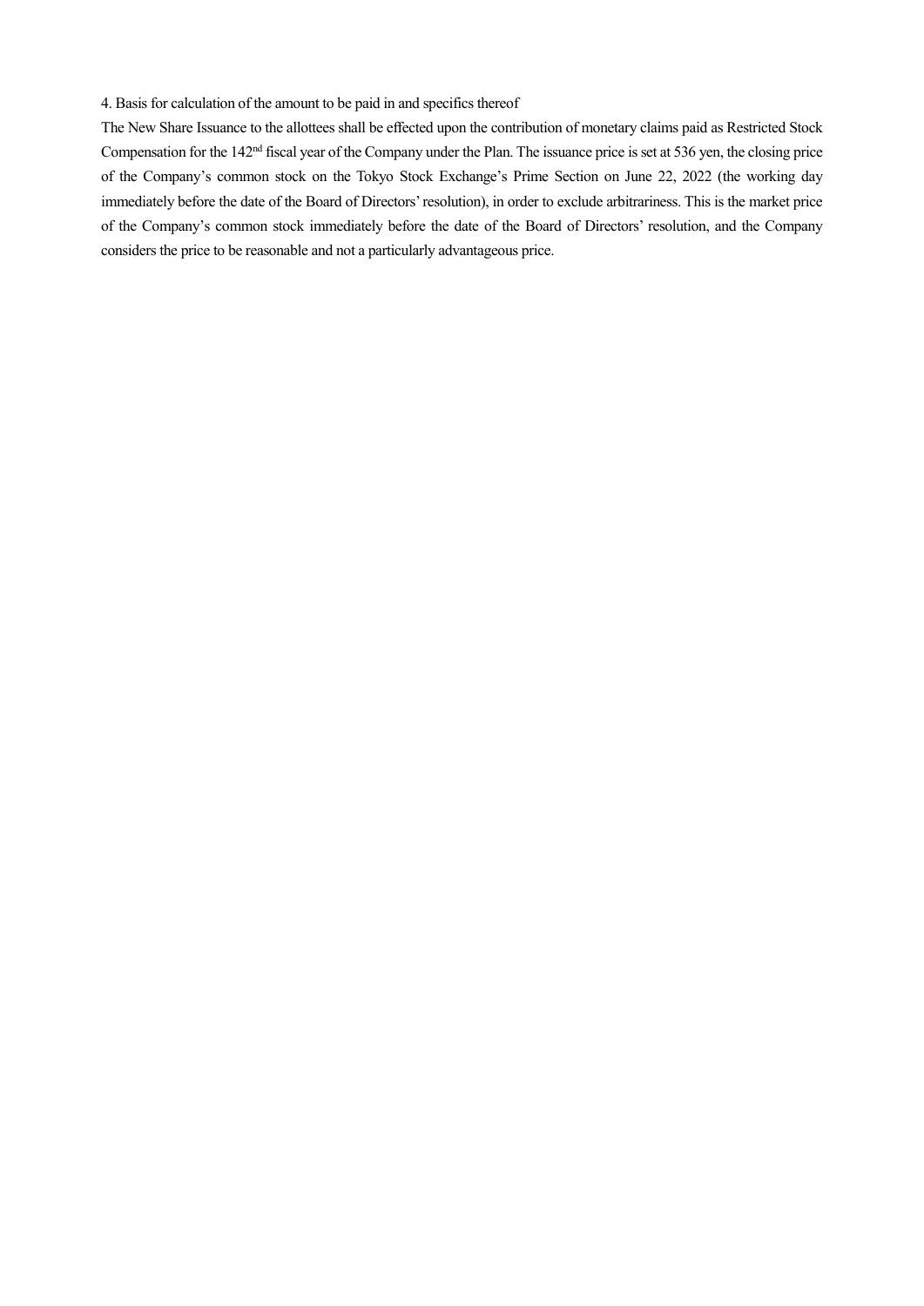4. Basis for calculation of the amount to be paid in and specifics thereof

The New Share Issuance to the allottees shall be effected upon the contribution of monetary claims paid as Restricted Stock Compensation for the 142nd fiscal year of the Company under the Plan. The issuance price is set at 536 yen, the closing price of the Company's common stock on the Tokyo Stock Exchange's Prime Section on June 22, 2022 (the working day immediately before the date of the Board of Directors' resolution), in order to exclude arbitrariness. This is the market price of the Company's common stock immediately before the date of the Board of Directors' resolution, and the Company considers the price to be reasonable and not a particularly advantageous price.